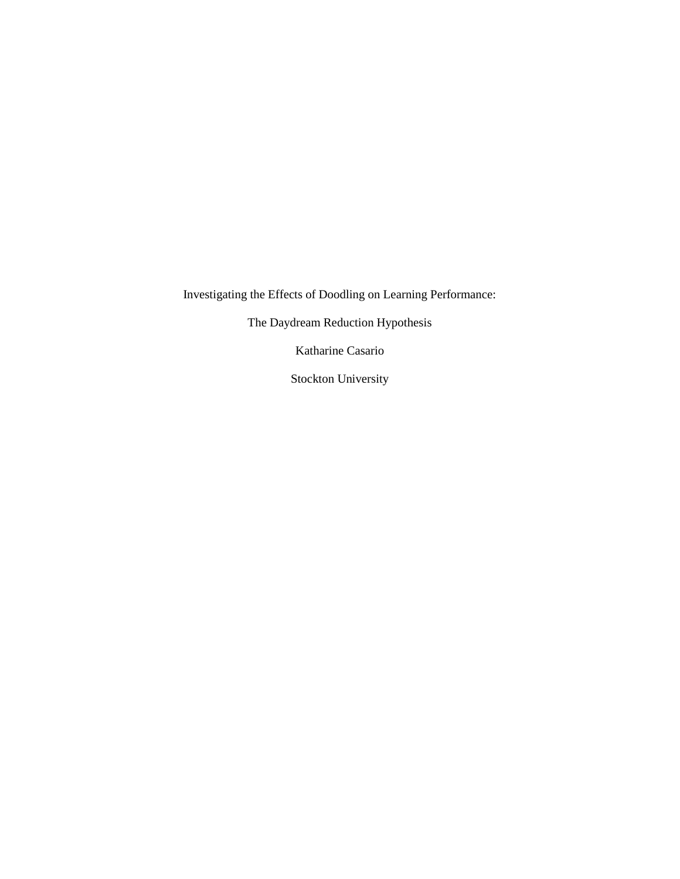# Investigating the Effects of Doodling on Learning Performance:

## The Daydream Reduction Hypothesis

Katharine Casario

Stockton University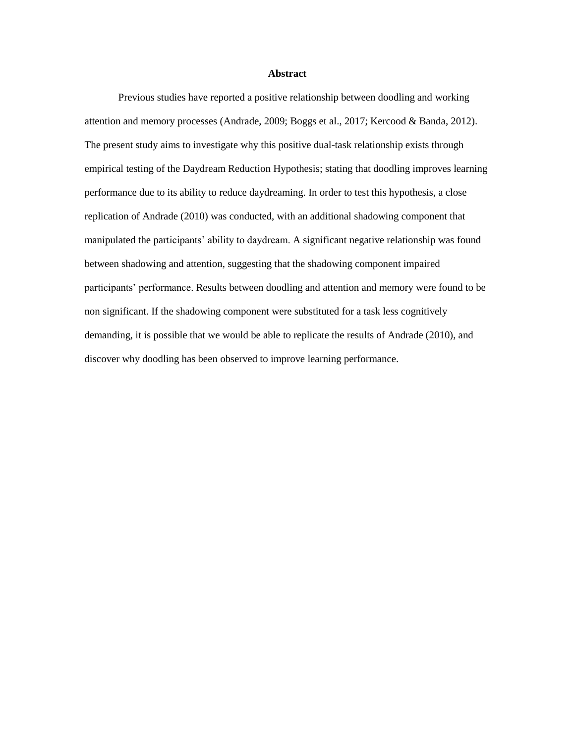# Abstract

Previous studies have reported a positive relationship between doodling and working attention and memory processes (Andrade, 2009; Boggs et al., 2017; Kercood & Banda, 2012). The present study aims to investigate why this positive dual-task relationship exists through empirical testing of the Daydream Reduction Hypothesis; stating that doodling improves learning performance due to its ability to reduce daydreaming. In order to test this hypothesis, a close replication of Andrade (2010) was conducted, with an additional shadowing component that manipulated the participants' ability to daydream. A significant negative relationship was found between shadowing and attention, suggesting that the shadowing component impaired participants' performance. Results between doodling and attention and memory were found to be non significant. If the shadowing component were substituted for a task less cognitively demanding, it is possible that we would be able to replicate the results of Andrade (2010), and discover why doodling has been observed to improve learning performance.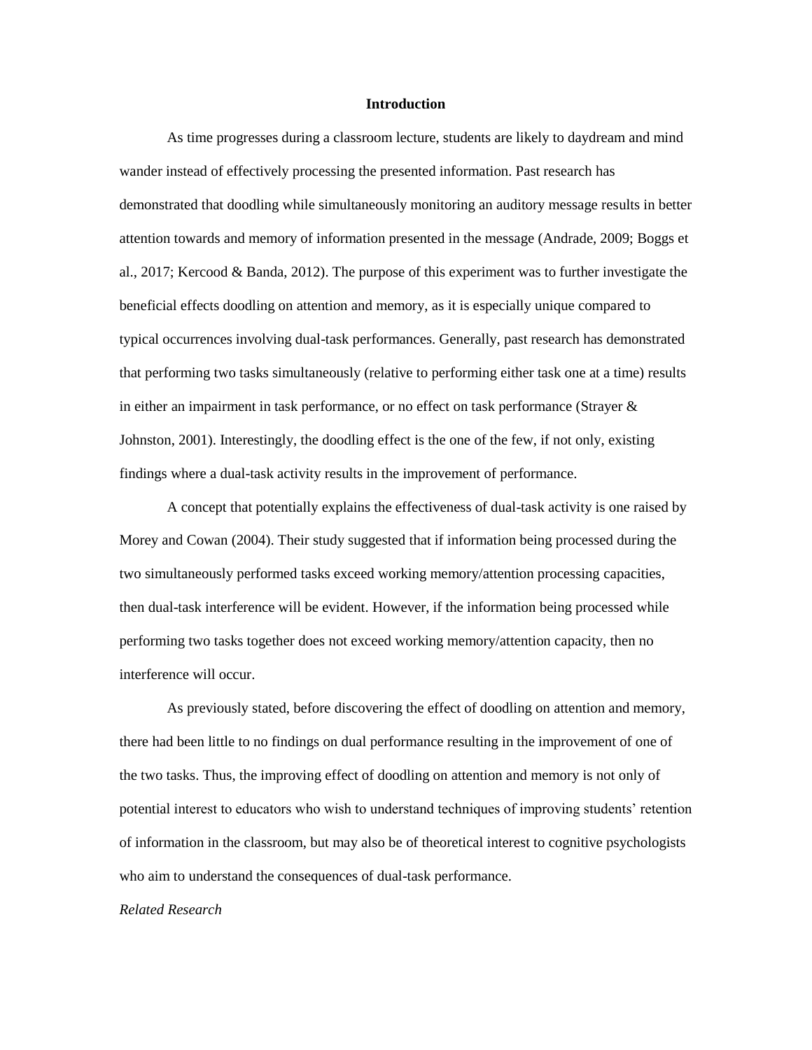# Introduction

As time progresses during a classroom lecture, students are likely to daydream and mind wander instead of effectively processing the presented information. Past research has demonstrated that doodling while simultaneously monitoring an auditory message results in better attention towards and memory of information presented in the message (Andrade, 2009; Boggs et al., 2017; Kercood & Banda, 2012). The purpose of this experiment was to further investigate the beneficial effects doodling on attention and memory, as it is especially unique compared to typical occurrences involving dual-task performances. Generally, past research has demonstrated that performing two tasks simultaneously (relative to performing either task one at a time) results in either an impairment in task performance, or no effect on task performance (Strayer & Johnston, 2001). Interestingly, the doodling effect is the one of the few, if not only, existing findings where a dual-task activity results in the improvement of performance.

A concept that potentially explains the effectiveness of dual-task activity is one raised by Morey and Cowan (2004). Their study suggested that if information being processed during the two simultaneously performed tasks exceed working memory/attention processing capacities, then dual-task interference will be evident. However, if the information being processed while performing two tasks together does not exceed working memory/attention capacity, then no interference will occur.

As previously stated, before discovering the effect of doodling on attention and memory, there had been little to no findings on dual performance resulting in the improvement of one of the two tasks. Thus, the improving effect of doodling on attention and memory is not only of potential interest to educators who wish to understand techniques of improving students' retention of information in the classroom, but may also be of theoretical interest to cognitive psychologists who aim to understand the consequences of dual-task performance.

*Related Research*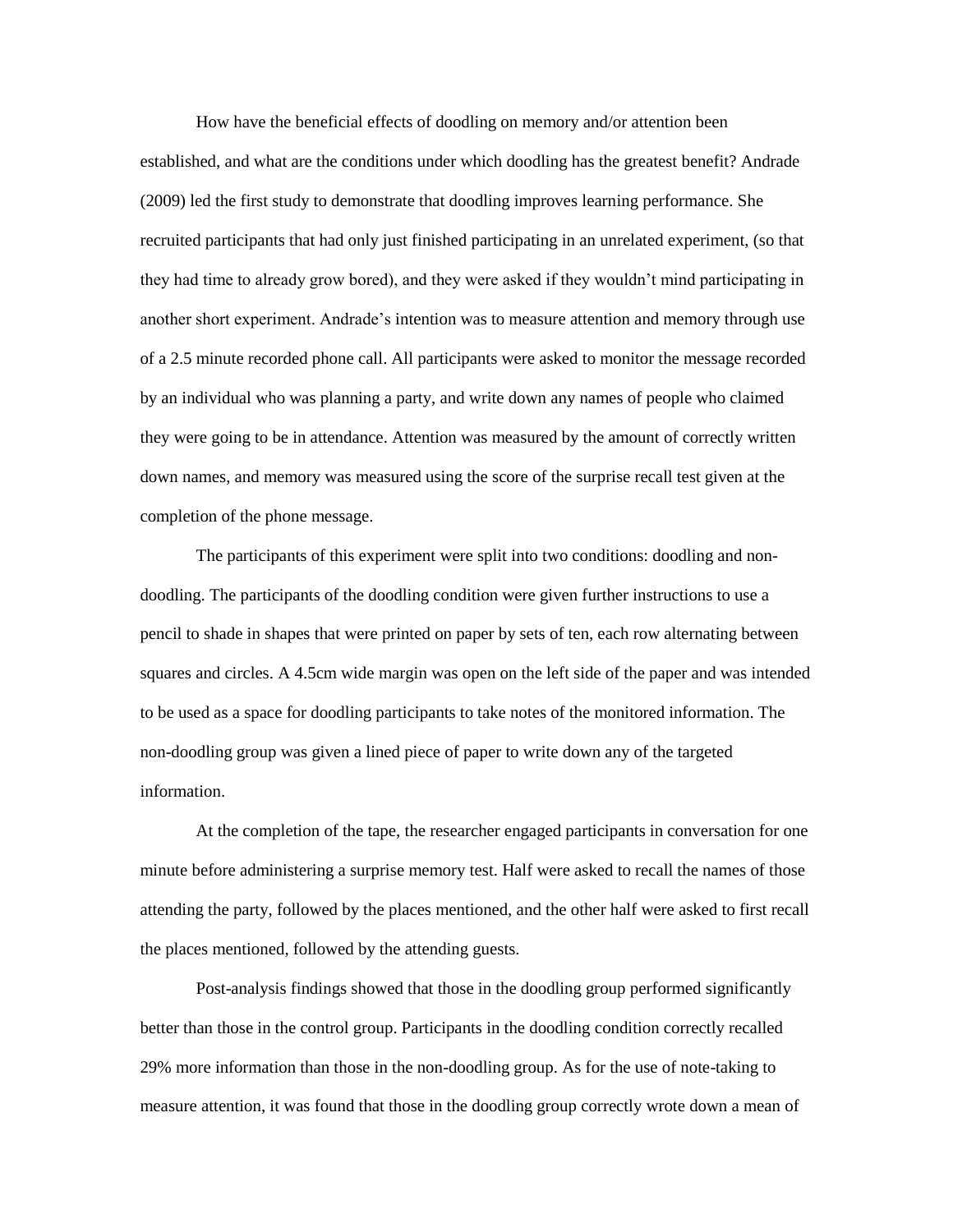How have the beneficial effects of doodling on memory and/or attention been established, and what are the conditions under which doodling has the greatest benefit? Andrade (2009) led the first study to demonstrate that doodling improves learning performance. She recruited participants that had only just finished participating in an unrelated experiment, (so that they had time to already grow bored), and they were asked if they wouldn't mind participating in another short experiment. Andrade's intention was to measure attention and memory through use of a 2.5 minute recorded phone call. All participants were asked to monitor the message recorded by an individual who was planning a party, and write down any names of people who claimed they were going to be in attendance. Attention was measured by the amount of correctly written down names, and memory was measured using the score of the surprise recall test given at the completion of the phone message.

The participants of this experiment were split into two conditions: doodling and non-doodling. The participants of the doodling condition were given further instructions to use a pencil to shade in shapes that were printed on paper by sets of ten, each row alternating between squares and circles. A 4.5cm wide margin was open on the left side of the paper and was intended to be used as a space for doodling participants to take notes of the monitored information. The non-doodling group was given a lined piece of paper to write down any of the targeted information.

At the completion of the tape, the researcher engaged participants in conversation for one minute before administering a surprise memory test. Half were asked to recall the names of those attending the party, followed by the places mentioned, and the other half were asked to first recall the places mentioned, followed by the attending guests.

Post-analysis findings showed that those in the doodling group performed significantly better than those in the control group. Participants in the doodling condition correctly recalled 29% more information than those in the non-doodling group. As for the use of note-taking to measure attention, it was found that those in the doodling group correctly wrote down a mean of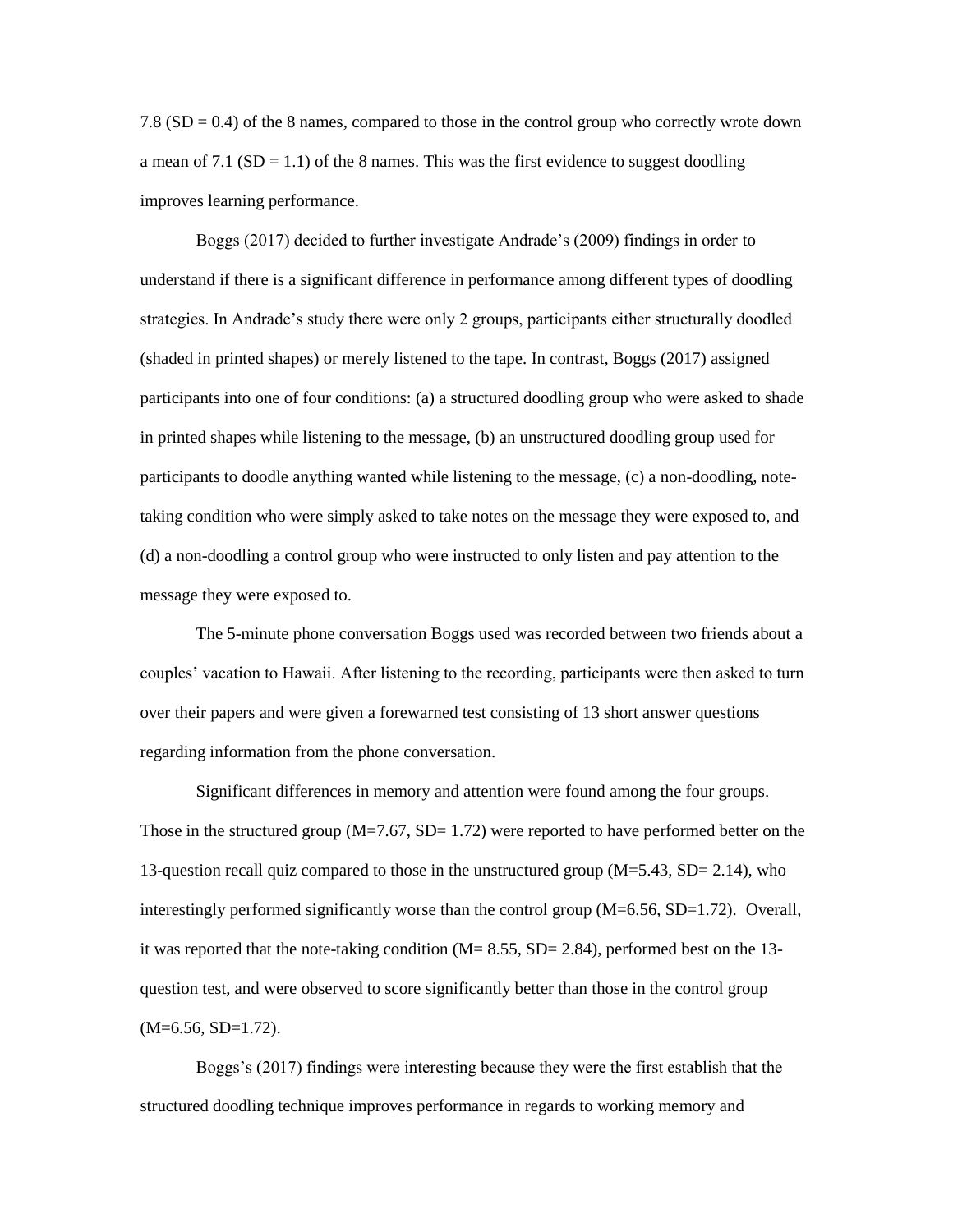7.8 ($SD = 0.4$) of the 8 names, compared to those in the control group who correctly wrote down a mean of 7.1 ($SD = 1.1$) of the 8 names. This was the first evidence to suggest doodling improves learning performance.

Boggs (2017) decided to further investigate Andrade's (2009) findings in order to understand if there is a significant difference in performance among different types of doodling strategies. In Andrade's study there were only 2 groups, participants either structurally doodled (shaded in printed shapes) or merely listened to the tape. In contrast, Boggs (2017) assigned participants into one of four conditions: (a) a structured doodling group who were asked to shade in printed shapes while listening to the message, (b) an unstructured doodling group used for participants to doodle anything wanted while listening to the message, (c) a non-doodling, note-taking condition who were simply asked to take notes on the message they were exposed to, and (d) a non-doodling a control group who were instructed to only listen and pay attention to the message they were exposed to.

The 5-minute phone conversation Boggs used was recorded between two friends about a couples' vacation to Hawaii. After listening to the recording, participants were then asked to turn over their papers and were given a forewarned test consisting of 13 short answer questions regarding information from the phone conversation.

Significant differences in memory and attention were found among the four groups. Those in the structured group ($M=7.67$, $SD= 1.72$) were reported to have performed better on the 13-question recall quiz compared to those in the unstructured group ($M=5.43$, $SD= 2.14$), who interestingly performed significantly worse than the control group ($M=6.56$, $SD=1.72$). Overall, it was reported that the note-taking condition ($M= 8.55$, $SD= 2.84$), performed best on the 13-question test, and were observed to score significantly better than those in the control group ($M=6.56$, $SD=1.72$).

Boggs's (2017) findings were interesting because they were the first establish that the structured doodling technique improves performance in regards to working memory and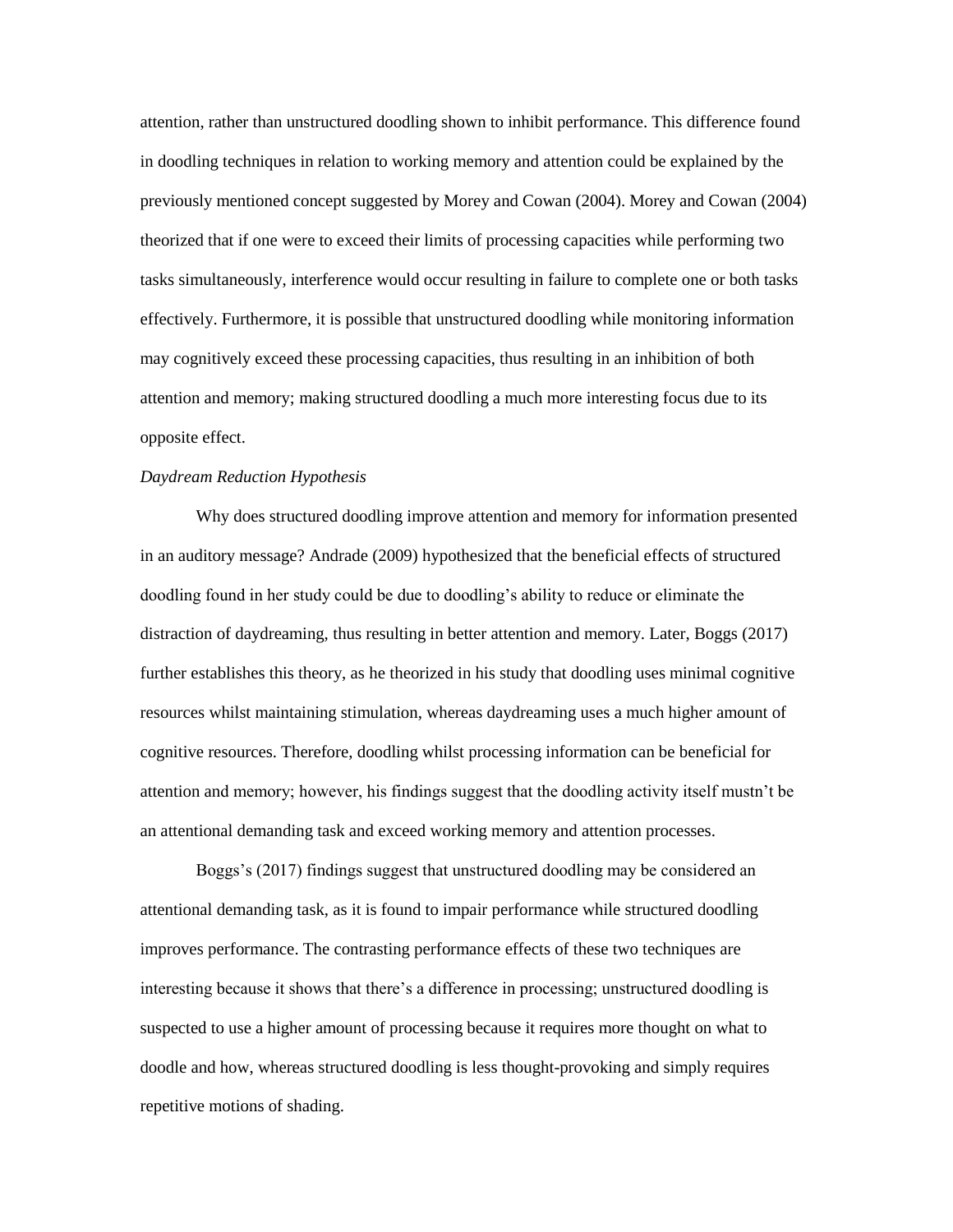attention, rather than unstructured doodling shown to inhibit performance. This difference found in doodling techniques in relation to working memory and attention could be explained by the previously mentioned concept suggested by Morey and Cowan (2004). Morey and Cowan (2004) theorized that if one were to exceed their limits of processing capacities while performing two tasks simultaneously, interference would occur resulting in failure to complete one or both tasks effectively. Furthermore, it is possible that unstructured doodling while monitoring information may cognitively exceed these processing capacities, thus resulting in an inhibition of both attention and memory; making structured doodling a much more interesting focus due to its opposite effect.

*Daydream Reduction Hypothesis*

Why does structured doodling improve attention and memory for information presented in an auditory message? Andrade (2009) hypothesized that the beneficial effects of structured doodling found in her study could be due to doodling's ability to reduce or eliminate the distraction of daydreaming, thus resulting in better attention and memory. Later, Boggs (2017) further establishes this theory, as he theorized in his study that doodling uses minimal cognitive resources whilst maintaining stimulation, whereas daydreaming uses a much higher amount of cognitive resources. Therefore, doodling whilst processing information can be beneficial for attention and memory; however, his findings suggest that the doodling activity itself mustn't be an attentional demanding task and exceed working memory and attention processes.

Boggs's (2017) findings suggest that unstructured doodling may be considered an attentional demanding task, as it is found to impair performance while structured doodling improves performance. The contrasting performance effects of these two techniques are interesting because it shows that there's a difference in processing; unstructured doodling is suspected to use a higher amount of processing because it requires more thought on what to doodle and how, whereas structured doodling is less thought-provoking and simply requires repetitive motions of shading.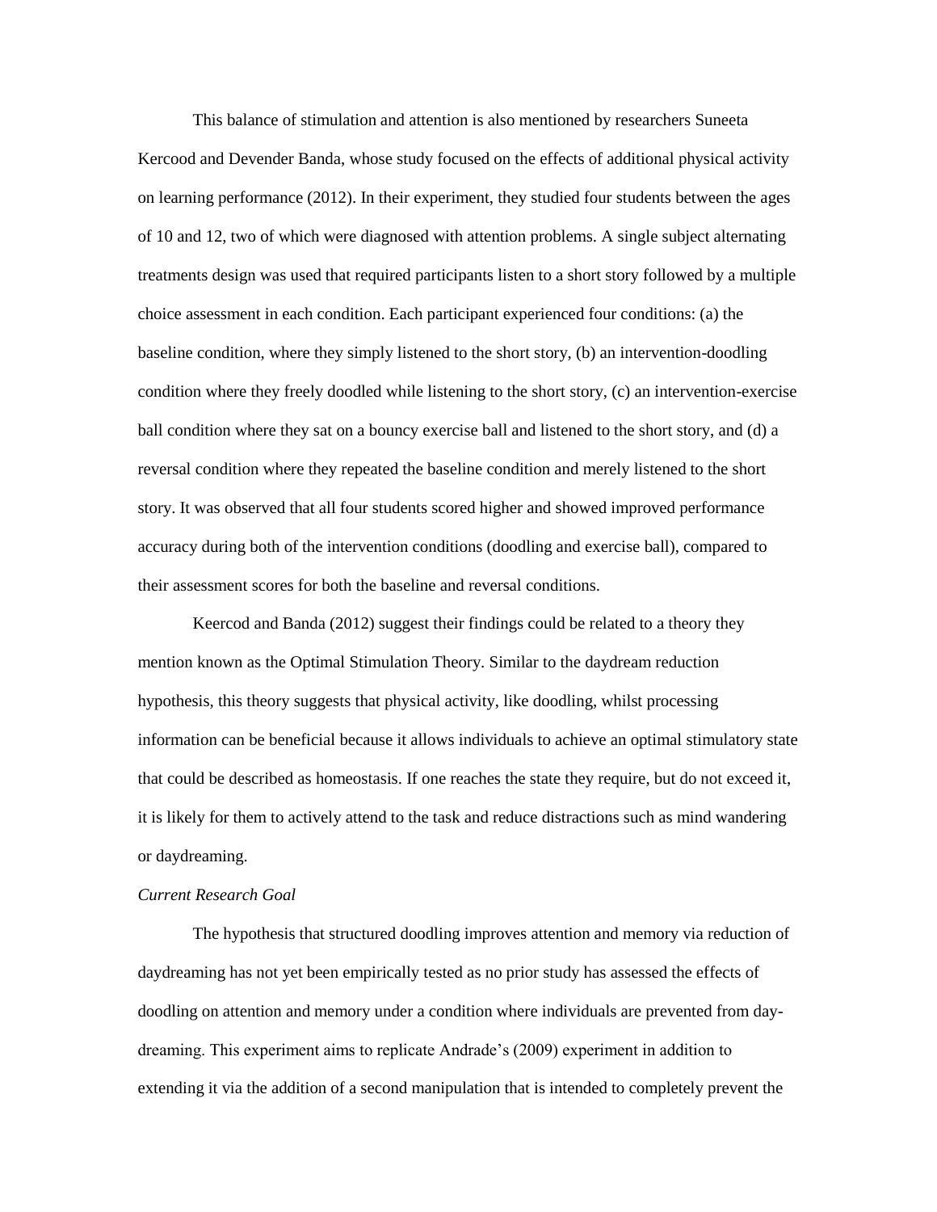This balance of stimulation and attention is also mentioned by researchers Suneeta Kercood and Devender Banda, whose study focused on the effects of additional physical activity on learning performance (2012). In their experiment, they studied four students between the ages of 10 and 12, two of which were diagnosed with attention problems. A single subject alternating treatments design was used that required participants listen to a short story followed by a multiple choice assessment in each condition. Each participant experienced four conditions: (a) the baseline condition, where they simply listened to the short story, (b) an intervention-doodling condition where they freely doodled while listening to the short story, (c) an intervention-exercise ball condition where they sat on a bouncy exercise ball and listened to the short story, and (d) a reversal condition where they repeated the baseline condition and merely listened to the short story. It was observed that all four students scored higher and showed improved performance accuracy during both of the intervention conditions (doodling and exercise ball), compared to their assessment scores for both the baseline and reversal conditions.

Keercod and Banda (2012) suggest their findings could be related to a theory they mention known as the Optimal Stimulation Theory. Similar to the daydream reduction hypothesis, this theory suggests that physical activity, like doodling, whilst processing information can be beneficial because it allows individuals to achieve an optimal stimulatory state that could be described as homeostasis. If one reaches the state they require, but do not exceed it, it is likely for them to actively attend to the task and reduce distractions such as mind wandering or daydreaming.

*Current Research Goal*

The hypothesis that structured doodling improves attention and memory via reduction of daydreaming has not yet been empirically tested as no prior study has assessed the effects of doodling on attention and memory under a condition where individuals are prevented from day-dreaming. This experiment aims to replicate Andrade's (2009) experiment in addition to extending it via the addition of a second manipulation that is intended to completely prevent the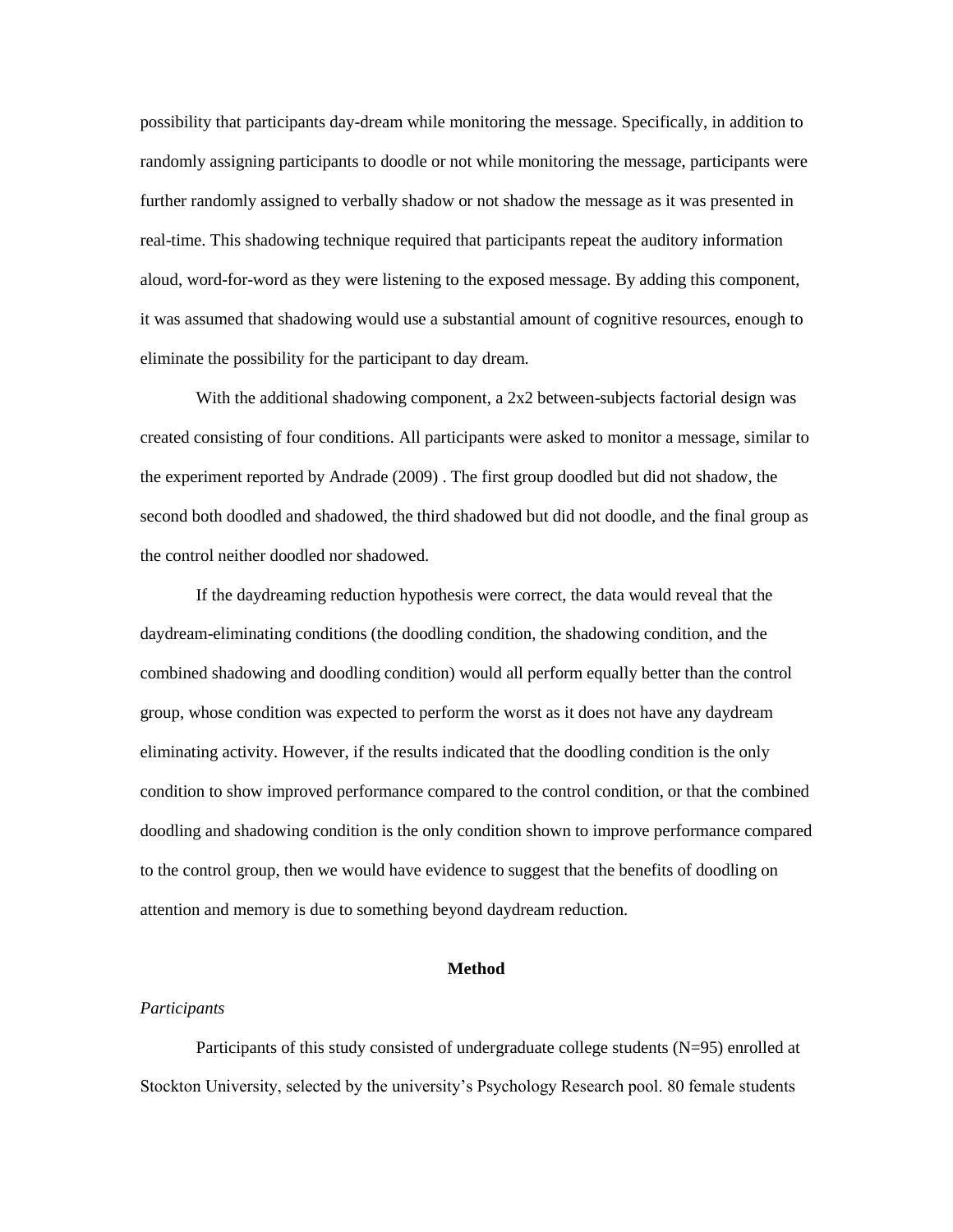possibility that participants day-dream while monitoring the message. Specifically, in addition to randomly assigning participants to doodle or not while monitoring the message, participants were further randomly assigned to verbally shadow or not shadow the message as it was presented in real-time. This shadowing technique required that participants repeat the auditory information aloud, word-for-word as they were listening to the exposed message. By adding this component, it was assumed that shadowing would use a substantial amount of cognitive resources, enough to eliminate the possibility for the participant to day dream.

With the additional shadowing component, a 2x2 between-subjects factorial design was created consisting of four conditions. All participants were asked to monitor a message, similar to the experiment reported by Andrade (2009) . The first group doodled but did not shadow, the second both doodled and shadowed, the third shadowed but did not doodle, and the final group as the control neither doodled nor shadowed.

If the daydreaming reduction hypothesis were correct, the data would reveal that the daydream-eliminating conditions (the doodling condition, the shadowing condition, and the combined shadowing and doodling condition) would all perform equally better than the control group, whose condition was expected to perform the worst as it does not have any daydream eliminating activity. However, if the results indicated that the doodling condition is the only condition to show improved performance compared to the control condition, or that the combined doodling and shadowing condition is the only condition shown to improve performance compared to the control group, then we would have evidence to suggest that the benefits of doodling on attention and memory is due to something beyond daydream reduction.

## Method

*Participants*

Participants of this study consisted of undergraduate college students (N=95) enrolled at Stockton University, selected by the university's Psychology Research pool. 80 female students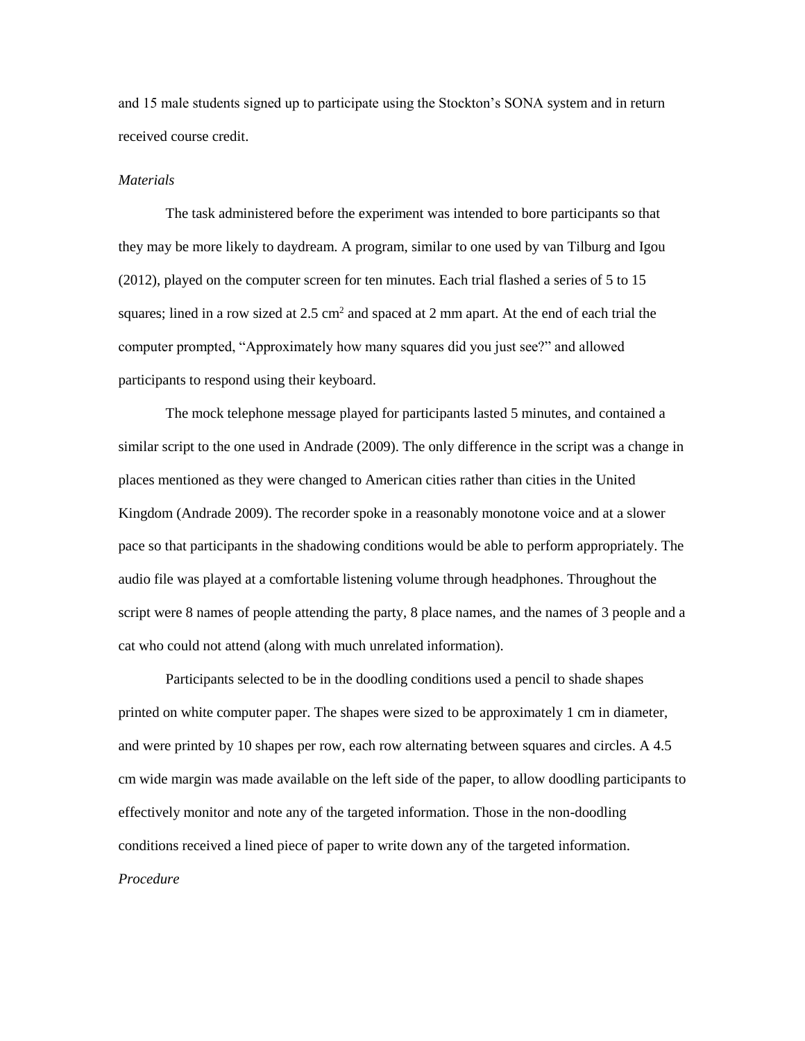and 15 male students signed up to participate using the Stockton's SONA system and in return received course credit.

*Materials*

The task administered before the experiment was intended to bore participants so that they may be more likely to daydream. A program, similar to one used by van Tilburg and Igou (2012), played on the computer screen for ten minutes. Each trial flashed a series of 5 to 15 squares; lined in a row sized at 2.5 $cm^2$ and spaced at 2 mm apart. At the end of each trial the computer prompted, "Approximately how many squares did you just see?" and allowed participants to respond using their keyboard.

The mock telephone message played for participants lasted 5 minutes, and contained a similar script to the one used in Andrade (2009). The only difference in the script was a change in places mentioned as they were changed to American cities rather than cities in the United Kingdom (Andrade 2009). The recorder spoke in a reasonably monotone voice and at a slower pace so that participants in the shadowing conditions would be able to perform appropriately. The audio file was played at a comfortable listening volume through headphones. Throughout the script were 8 names of people attending the party, 8 place names, and the names of 3 people and a cat who could not attend (along with much unrelated information).

Participants selected to be in the doodling conditions used a pencil to shade shapes printed on white computer paper. The shapes were sized to be approximately 1 cm in diameter, and were printed by 10 shapes per row, each row alternating between squares and circles. A 4.5 cm wide margin was made available on the left side of the paper, to allow doodling participants to effectively monitor and note any of the targeted information. Those in the non-doodling conditions received a lined piece of paper to write down any of the targeted information.

*Procedure*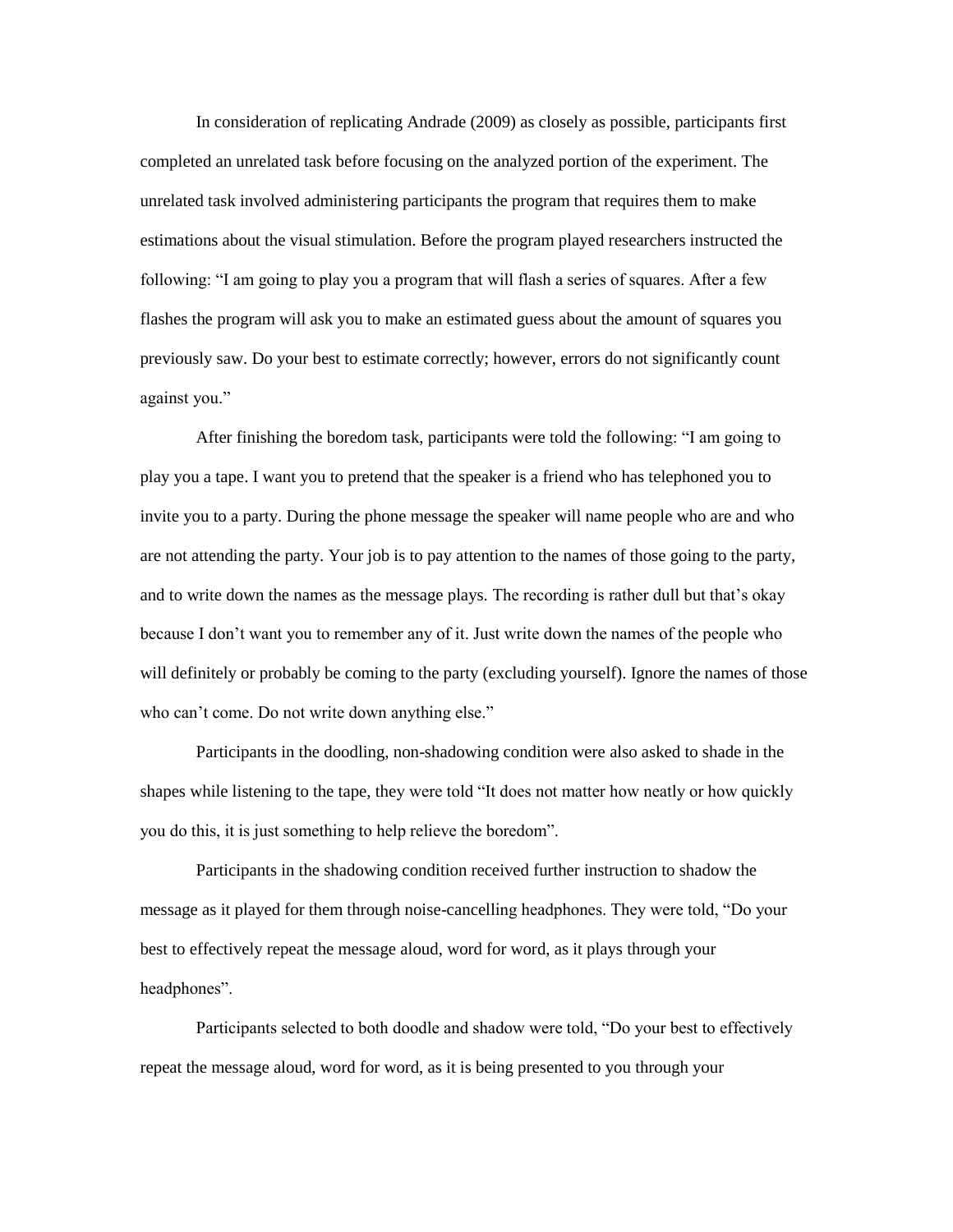In consideration of replicating Andrade (2009) as closely as possible, participants first completed an unrelated task before focusing on the analyzed portion of the experiment. The unrelated task involved administering participants the program that requires them to make estimations about the visual stimulation. Before the program played researchers instructed the following: "I am going to play you a program that will flash a series of squares. After a few flashes the program will ask you to make an estimated guess about the amount of squares you previously saw. Do your best to estimate correctly; however, errors do not significantly count against you."

After finishing the boredom task, participants were told the following: "I am going to play you a tape. I want you to pretend that the speaker is a friend who has telephoned you to invite you to a party. During the phone message the speaker will name people who are and who are not attending the party. Your job is to pay attention to the names of those going to the party, and to write down the names as the message plays. The recording is rather dull but that's okay because I don't want you to remember any of it. Just write down the names of the people who will definitely or probably be coming to the party (excluding yourself). Ignore the names of those who can't come. Do not write down anything else."

Participants in the doodling, non-shadowing condition were also asked to shade in the shapes while listening to the tape, they were told "It does not matter how neatly or how quickly you do this, it is just something to help relieve the boredom".

Participants in the shadowing condition received further instruction to shadow the message as it played for them through noise-cancelling headphones. They were told, "Do your best to effectively repeat the message aloud, word for word, as it plays through your headphones".

Participants selected to both doodle and shadow were told, "Do your best to effectively repeat the message aloud, word for word, as it is being presented to you through your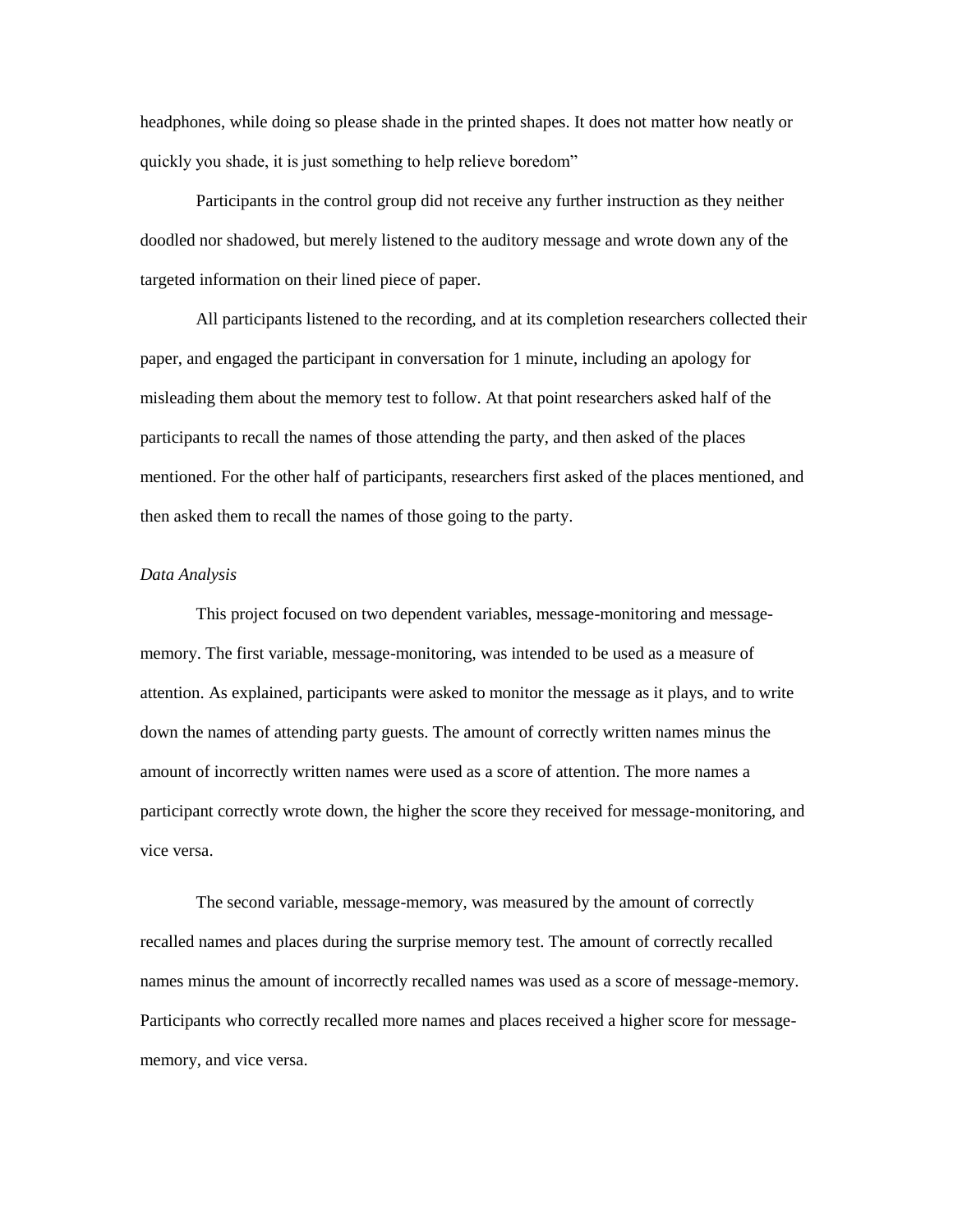headphones, while doing so please shade in the printed shapes. It does not matter how neatly or quickly you shade, it is just something to help relieve boredom"

Participants in the control group did not receive any further instruction as they neither doodled nor shadowed, but merely listened to the auditory message and wrote down any of the targeted information on their lined piece of paper.

All participants listened to the recording, and at its completion researchers collected their paper, and engaged the participant in conversation for 1 minute, including an apology for misleading them about the memory test to follow. At that point researchers asked half of the participants to recall the names of those attending the party, and then asked of the places mentioned. For the other half of participants, researchers first asked of the places mentioned, and then asked them to recall the names of those going to the party.

*Data Analysis*

This project focused on two dependent variables, message-monitoring and message-memory. The first variable, message-monitoring, was intended to be used as a measure of attention. As explained, participants were asked to monitor the message as it plays, and to write down the names of attending party guests. The amount of correctly written names minus the amount of incorrectly written names were used as a score of attention. The more names a participant correctly wrote down, the higher the score they received for message-monitoring, and vice versa.

The second variable, message-memory, was measured by the amount of correctly recalled names and places during the surprise memory test. The amount of correctly recalled names minus the amount of incorrectly recalled names was used as a score of message-memory. Participants who correctly recalled more names and places received a higher score for message-memory, and vice versa.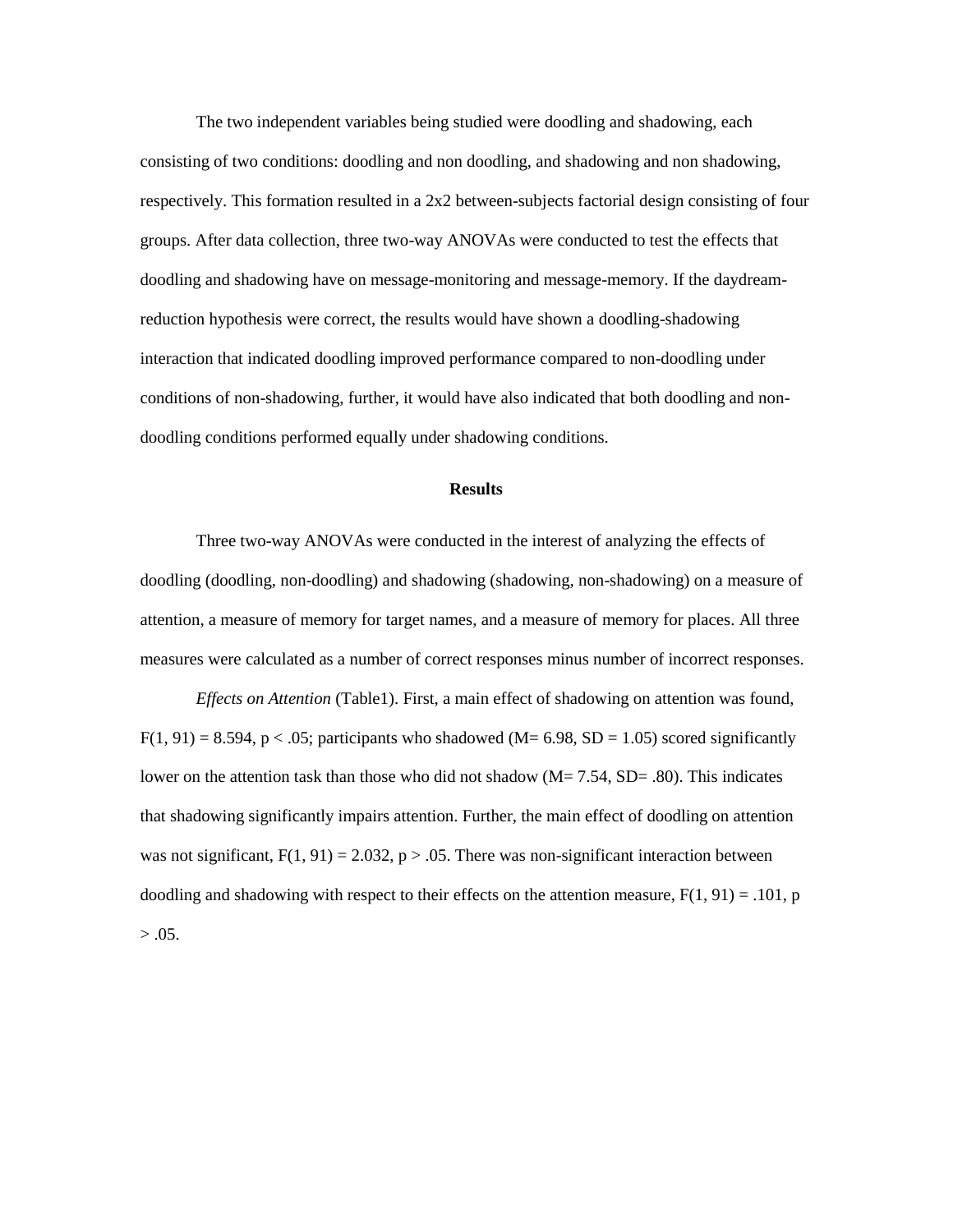The two independent variables being studied were doodling and shadowing, each consisting of two conditions: doodling and non doodling, and shadowing and non shadowing, respectively. This formation resulted in a 2x2 between-subjects factorial design consisting of four groups. After data collection, three two-way ANOVAs were conducted to test the effects that doodling and shadowing have on message-monitoring and message-memory. If the daydream-reduction hypothesis were correct, the results would have shown a doodling-shadowing interaction that indicated doodling improved performance compared to non-doodling under conditions of non-shadowing, further, it would have also indicated that both doodling and non-doodling conditions performed equally under shadowing conditions.

## Results

Three two-way ANOVAs were conducted in the interest of analyzing the effects of doodling (doodling, non-doodling) and shadowing (shadowing, non-shadowing) on a measure of attention, a measure of memory for target names, and a measure of memory for places. All three measures were calculated as a number of correct responses minus number of incorrect responses.

*Effects on Attention* (Table1). First, a main effect of shadowing on attention was found, $F(1, 91) = 8.594$, $p < .05$; participants who shadowed ($M = 6.98$, $SD = 1.05$) scored significantly lower on the attention task than those who did not shadow ($M = 7.54$, $SD = .80$). This indicates that shadowing significantly impairs attention. Further, the main effect of doodling on attention was not significant, $F(1, 91) = 2.032$, $p > .05$. There was non-significant interaction between doodling and shadowing with respect to their effects on the attention measure, $F(1, 91) = .101$, $p > .05$.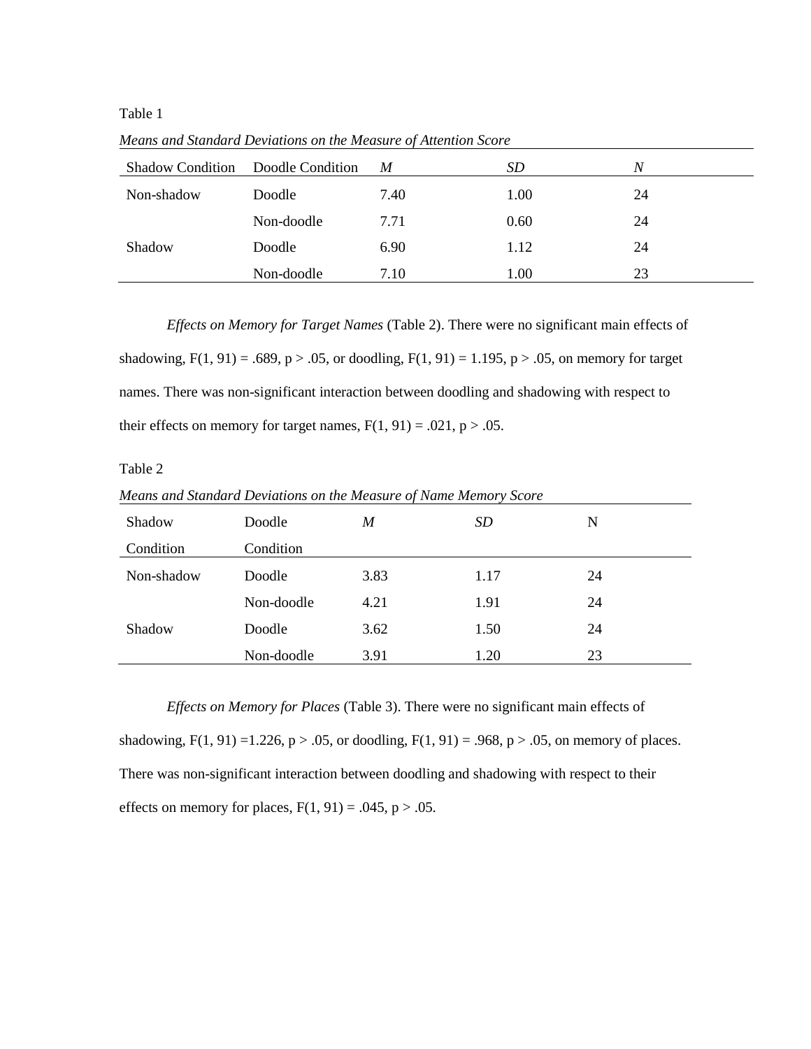Table 1

*Means and Standard Deviations on the Measure of Attention Score*

| Shadow Condition | Doodle Condition | *M* | *SD* | *N* |
|---|---|---|---|---|
| Non-shadow | Doodle | 7.40 | 1.00 | 24 |
| | Non-doodle | 7.71 | 0.60 | 24 |
| Shadow | Doodle | 6.90 | 1.12 | 24 |
| | Non-doodle | 7.10 | 1.00 | 23 |

*Effects on Memory for Target Names* (Table 2). There were no significant main effects of shadowing, $F(1, 91) = .689$, $p > .05$, or doodling, $F(1, 91) = 1.195$, $p > .05$, on memory for target names. There was non-significant interaction between doodling and shadowing with respect to their effects on memory for target names, $F(1, 91) = .021$, $p > .05$.

Table 2

*Means and Standard Deviations on the Measure of Name Memory Score*

| Shadow Condition | Doodle Condition | *M* | *SD* | N |
|---|---|---|---|---|
| Non-shadow | Doodle | 3.83 | 1.17 | 24 |
| | Non-doodle | 4.21 | 1.91 | 24 |
| Shadow | Doodle | 3.62 | 1.50 | 24 |
| | Non-doodle | 3.91 | 1.20 | 23 |

*Effects on Memory for Places* (Table 3). There were no significant main effects of shadowing, $F(1, 91) = 1.226$, $p > .05$, or doodling, $F(1, 91) = .968$, $p > .05$, on memory of places. There was non-significant interaction between doodling and shadowing with respect to their effects on memory for places, $F(1, 91) = .045$, $p > .05$.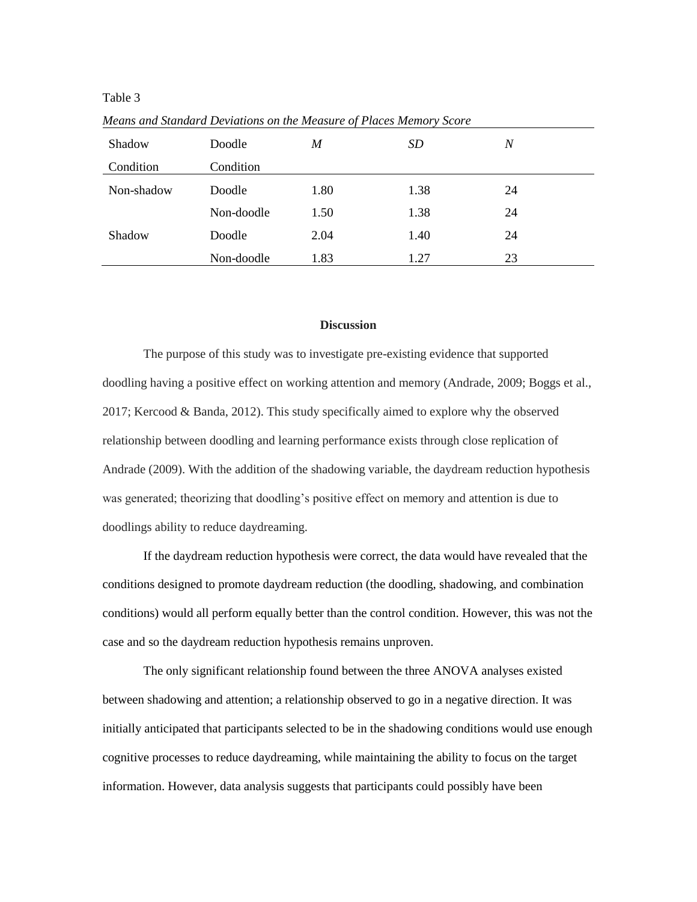Table 3

*Means and Standard Deviations on the Measure of Places Memory Score*

| Shadow Condition | Doodle Condition | *M* | *SD* | *N* |
|---|---|---|---|---|
| Non-shadow | Doodle | 1.80 | 1.38 | 24 |
| | Non-doodle | 1.50 | 1.38 | 24 |
| Shadow | Doodle | 2.04 | 1.40 | 24 |
| | Non-doodle | 1.83 | 1.27 | 23 |

## Discussion

The purpose of this study was to investigate pre-existing evidence that supported doodling having a positive effect on working attention and memory (Andrade, 2009; Boggs et al., 2017; Kercood & Banda, 2012). This study specifically aimed to explore why the observed relationship between doodling and learning performance exists through close replication of Andrade (2009). With the addition of the shadowing variable, the daydream reduction hypothesis was generated; theorizing that doodling's positive effect on memory and attention is due to doodlings ability to reduce daydreaming.

If the daydream reduction hypothesis were correct, the data would have revealed that the conditions designed to promote daydream reduction (the doodling, shadowing, and combination conditions) would all perform equally better than the control condition. However, this was not the case and so the daydream reduction hypothesis remains unproven.

The only significant relationship found between the three ANOVA analyses existed between shadowing and attention; a relationship observed to go in a negative direction. It was initially anticipated that participants selected to be in the shadowing conditions would use enough cognitive processes to reduce daydreaming, while maintaining the ability to focus on the target information. However, data analysis suggests that participants could possibly have been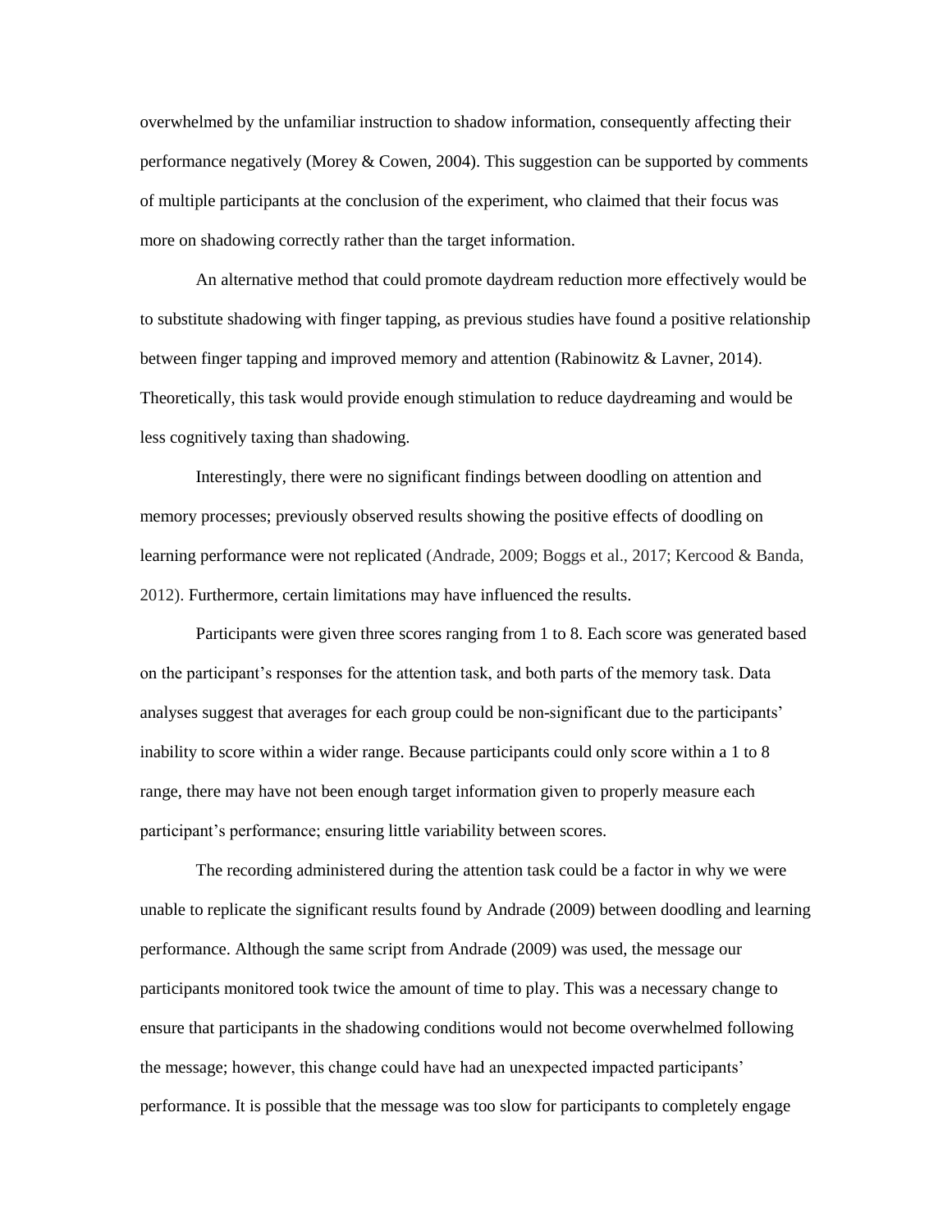overwhelmed by the unfamiliar instruction to shadow information, consequently affecting their performance negatively (Morey & Cowen, 2004). This suggestion can be supported by comments of multiple participants at the conclusion of the experiment, who claimed that their focus was more on shadowing correctly rather than the target information.

An alternative method that could promote daydream reduction more effectively would be to substitute shadowing with finger tapping, as previous studies have found a positive relationship between finger tapping and improved memory and attention (Rabinowitz & Lavner, 2014). Theoretically, this task would provide enough stimulation to reduce daydreaming and would be less cognitively taxing than shadowing.

Interestingly, there were no significant findings between doodling on attention and memory processes; previously observed results showing the positive effects of doodling on learning performance were not replicated (Andrade, 2009; Boggs et al., 2017; Kercood & Banda, 2012). Furthermore, certain limitations may have influenced the results.

Participants were given three scores ranging from 1 to 8. Each score was generated based on the participant's responses for the attention task, and both parts of the memory task. Data analyses suggest that averages for each group could be non-significant due to the participants' inability to score within a wider range. Because participants could only score within a 1 to 8 range, there may have not been enough target information given to properly measure each participant's performance; ensuring little variability between scores.

The recording administered during the attention task could be a factor in why we were unable to replicate the significant results found by Andrade (2009) between doodling and learning performance. Although the same script from Andrade (2009) was used, the message our participants monitored took twice the amount of time to play. This was a necessary change to ensure that participants in the shadowing conditions would not become overwhelmed following the message; however, this change could have had an unexpected impacted participants' performance. It is possible that the message was too slow for participants to completely engage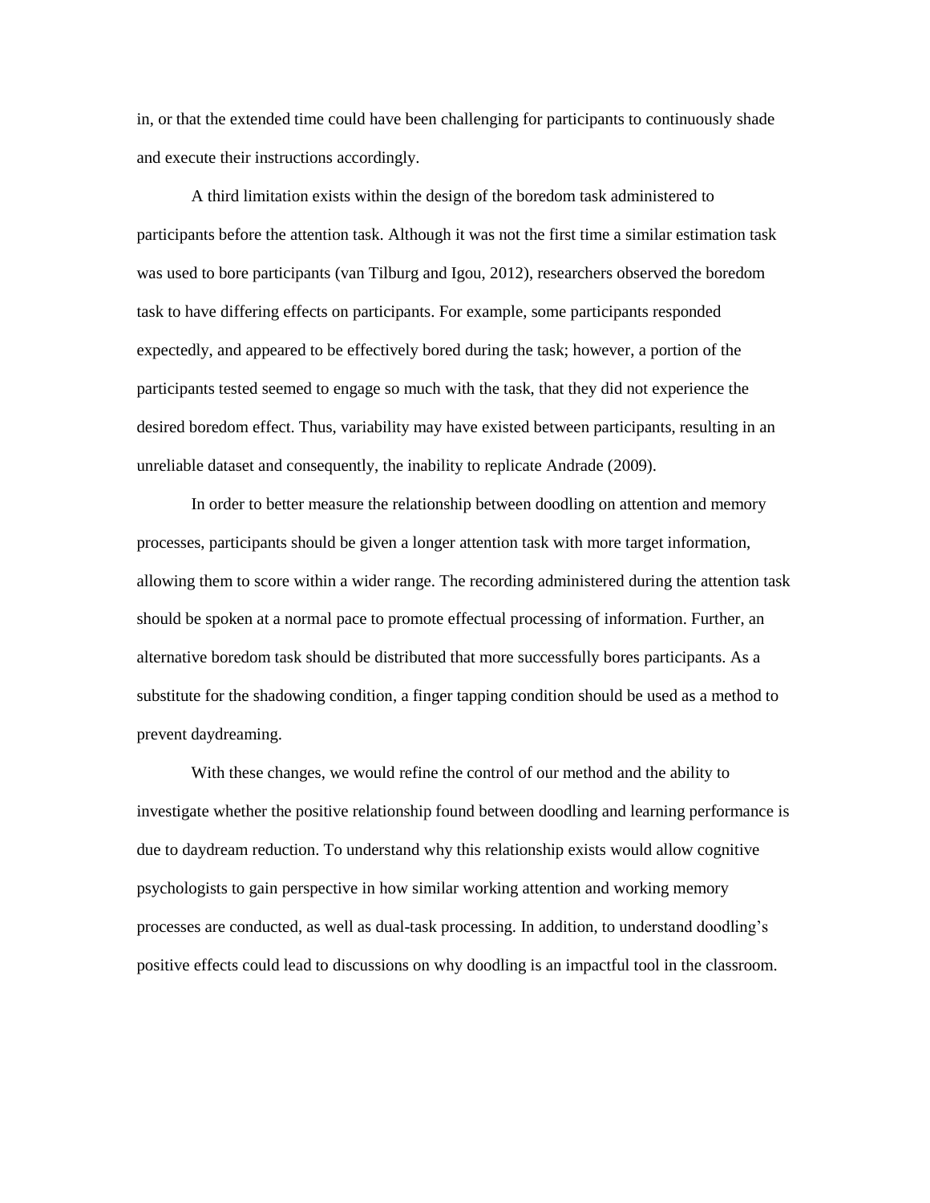in, or that the extended time could have been challenging for participants to continuously shade and execute their instructions accordingly.

A third limitation exists within the design of the boredom task administered to participants before the attention task. Although it was not the first time a similar estimation task was used to bore participants (van Tilburg and Igou, 2012), researchers observed the boredom task to have differing effects on participants. For example, some participants responded expectedly, and appeared to be effectively bored during the task; however, a portion of the participants tested seemed to engage so much with the task, that they did not experience the desired boredom effect. Thus, variability may have existed between participants, resulting in an unreliable dataset and consequently, the inability to replicate Andrade (2009).

In order to better measure the relationship between doodling on attention and memory processes, participants should be given a longer attention task with more target information, allowing them to score within a wider range. The recording administered during the attention task should be spoken at a normal pace to promote effectual processing of information. Further, an alternative boredom task should be distributed that more successfully bores participants. As a substitute for the shadowing condition, a finger tapping condition should be used as a method to prevent daydreaming.

With these changes, we would refine the control of our method and the ability to investigate whether the positive relationship found between doodling and learning performance is due to daydream reduction. To understand why this relationship exists would allow cognitive psychologists to gain perspective in how similar working attention and working memory processes are conducted, as well as dual-task processing. In addition, to understand doodling's positive effects could lead to discussions on why doodling is an impactful tool in the classroom.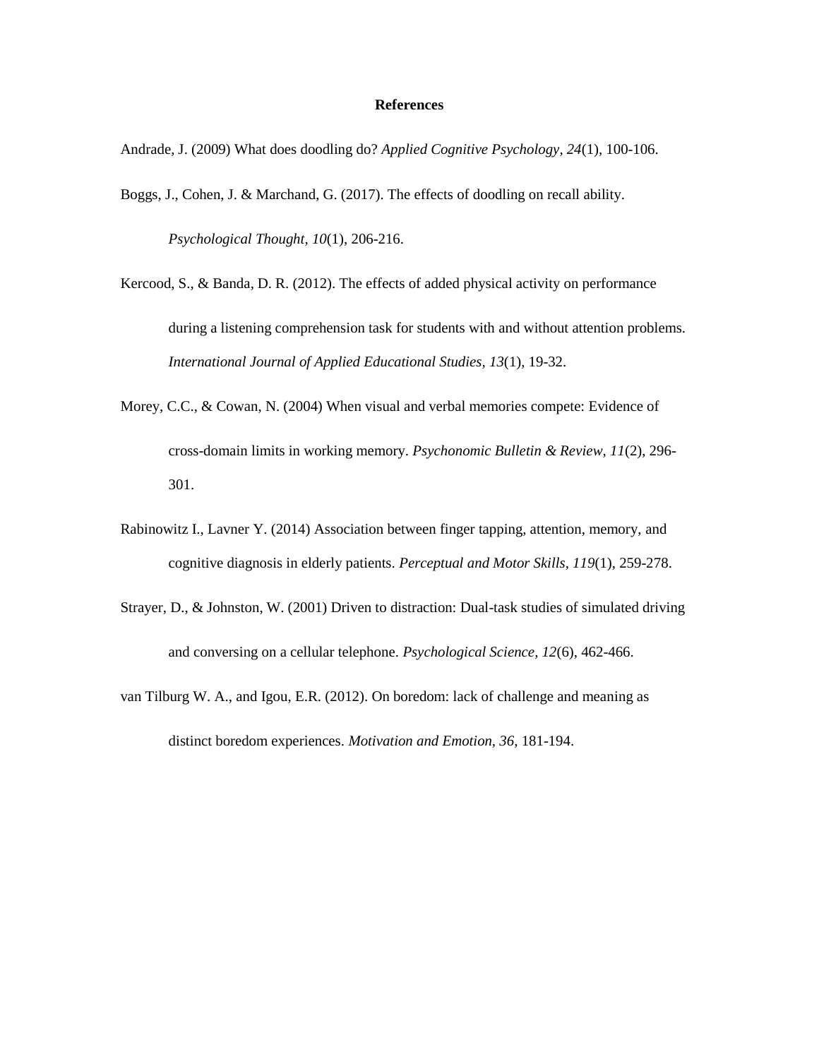# References

Andrade, J. (2009) What does doodling do? *Applied Cognitive Psychology, 24*(1), 100-106.

Boggs, J., Cohen, J. & Marchand, G. (2017). The effects of doodling on recall ability. *Psychological Thought, 10*(1), 206-216.

Kercood, S., & Banda, D. R. (2012). The effects of added physical activity on performance during a listening comprehension task for students with and without attention problems. *International Journal of Applied Educational Studies, 13*(1), 19-32.

Morey, C.C., & Cowan, N. (2004) When visual and verbal memories compete: Evidence of cross-domain limits in working memory. *Psychonomic Bulletin & Review, 11*(2), 296-301.

Rabinowitz I., Lavner Y. (2014) Association between finger tapping, attention, memory, and cognitive diagnosis in elderly patients. *Perceptual and Motor Skills, 119*(1), 259-278.

Strayer, D., & Johnston, W. (2001) Driven to distraction: Dual-task studies of simulated driving and conversing on a cellular telephone. *Psychological Science, 12*(6), 462-466.

van Tilburg W. A., and Igou, E.R. (2012). On boredom: lack of challenge and meaning as distinct boredom experiences. *Motivation and Emotion, 36*, 181-194.